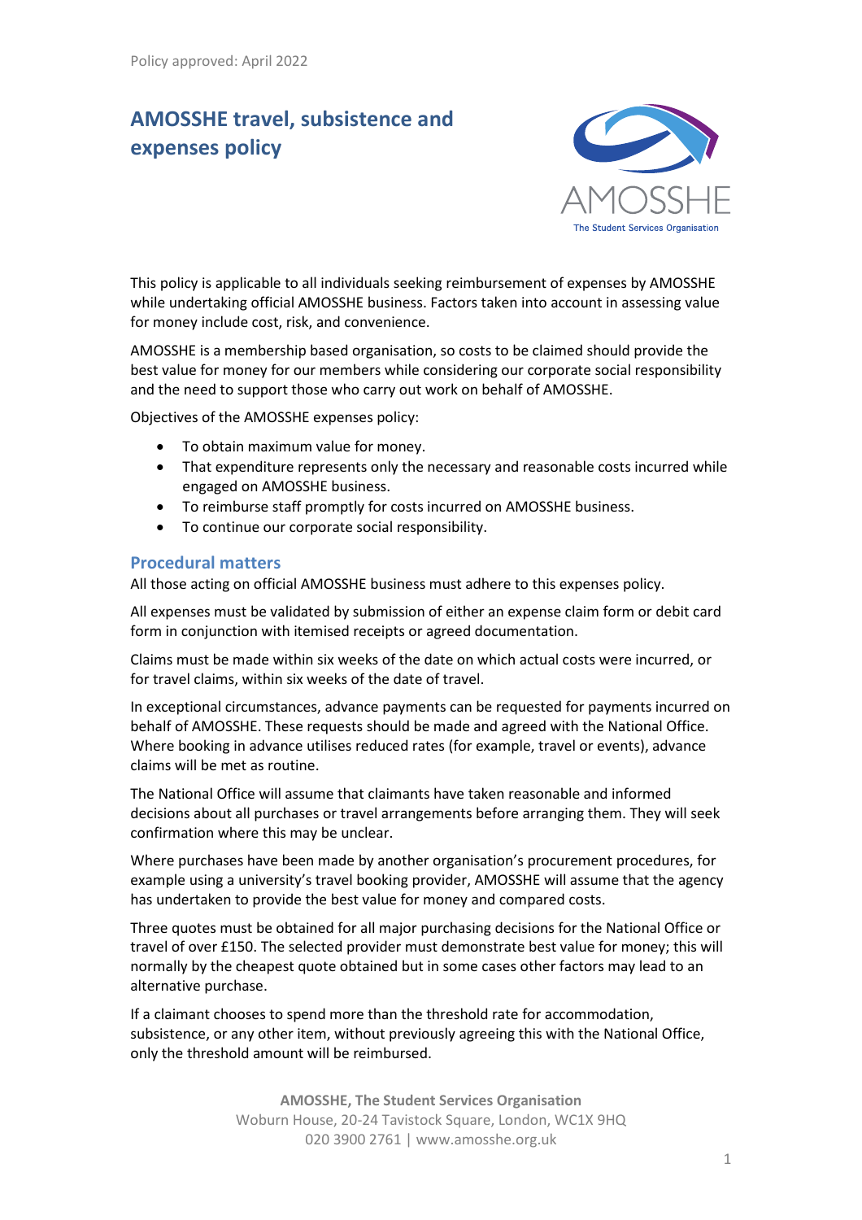Policy approved: April 2022

# AMOSSHE travel, subsistence and expenses policy

This policy is applicable to all individuals seeking reimbursement of expenses by AMOSSHE while undertaking official AMOSSHE business. Factors taken into account in assessing value for money include cost, risk, and convenience.

AMOSSHE is a membership based organisation, so costs to be claimed should provide the best value for money for our members while considering our corporate social responsibility and the need to support those who carry out work on behalf of AMOSSHE.

Objectives of the AMOSSHE expenses policy:

- To obtain maximum value for money.
- That expenditure represents only the necessary and reasonable costs incurred while engaged on AMOSSHE business.
- To reimburse staff promptly for costs incurred on AMOSSHE business.
- To continue our corporate social responsibility.

## Procedural matters

All those acting on official AMOSSHE business must adhere to this expenses policy.

All expenses must be validated by submission of either an expense claim form or debit card form in conjunction with itemised receipts or agreed documentation.

Claims must be made within six weeks of the date on which actual costs were incurred, or for travel claims, within six weeks of the date of travel.

In exceptional circumstances, advance payments can be requested for payments incurred on behalf of AMOSSHE. These requests should be made and agreed with the National Office. Where booking in advance utilises reduced rates (for example, travel or events), advance claims will be met as routine.

The National Office will assume that claimants have taken reasonable and informed decisions about all purchases or travel arrangements before arranging them. They will seek confirmation where this may be unclear.

Where purchases have been made by another organisation's procurement procedures, for example using a university's travel booking provider, AMOSSHE will assume that the agency has undertaken to provide the best value for money and compared costs.

Three quotes must be obtained for all major purchasing decisions for the National Office or travel of over £150. The selected provider must demonstrate best value for money; this will normally by the cheapest quote obtained but in some cases other factors may lead to an alternative purchase.

If a claimant chooses to spend more than the threshold rate for accommodation, subsistence, or any other item, without previously agreeing this with the National Office, only the threshold amount will be reimbursed.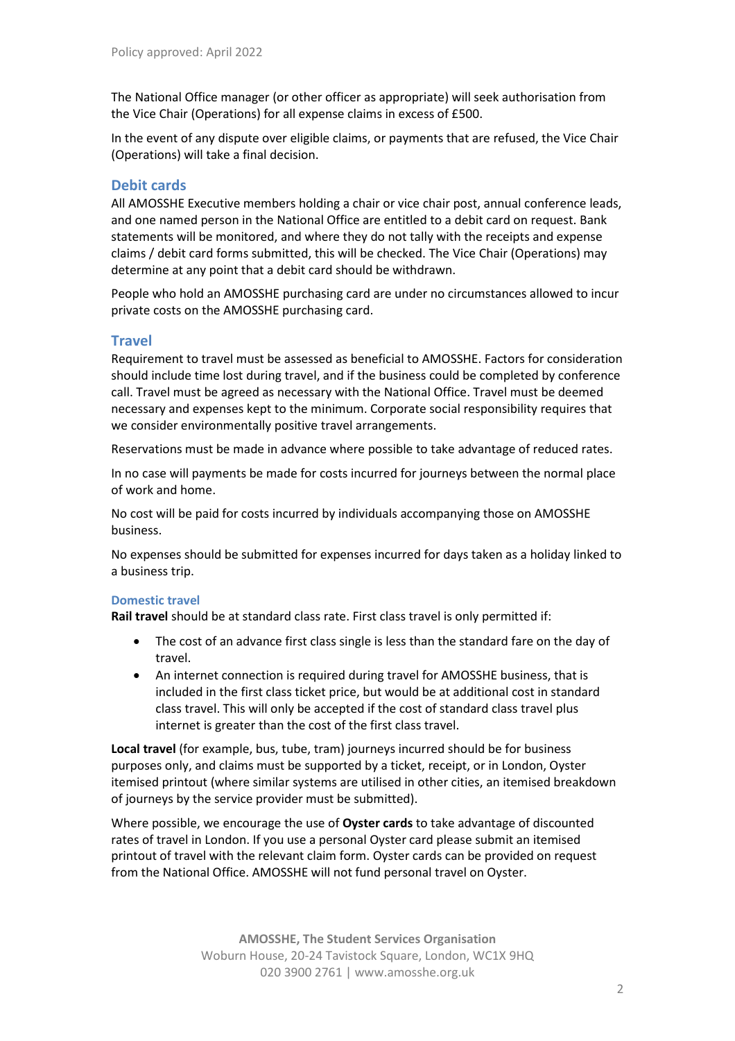The National Office manager (or other officer as appropriate) will seek authorisation from the Vice Chair (Operations) for all expense claims in excess of £500.

In the event of any dispute over eligible claims, or payments that are refused, the Vice Chair (Operations) will take a final decision.

## Debit cards

All AMOSSHE Executive members holding a chair or vice chair post, annual conference leads, and one named person in the National Office are entitled to a debit card on request. Bank statements will be monitored, and where they do not tally with the receipts and expense claims / debit card forms submitted, this will be checked. The Vice Chair (Operations) may determine at any point that a debit card should be withdrawn.

People who hold an AMOSSHE purchasing card are under no circumstances allowed to incur private costs on the AMOSSHE purchasing card.

## Travel

Requirement to travel must be assessed as beneficial to AMOSSHE. Factors for consideration should include time lost during travel, and if the business could be completed by conference call. Travel must be agreed as necessary with the National Office. Travel must be deemed necessary and expenses kept to the minimum. Corporate social responsibility requires that we consider environmentally positive travel arrangements.

Reservations must be made in advance where possible to take advantage of reduced rates.

In no case will payments be made for costs incurred for journeys between the normal place of work and home.

No cost will be paid for costs incurred by individuals accompanying those on AMOSSHE business.

No expenses should be submitted for expenses incurred for days taken as a holiday linked to a business trip.

### Domestic travel

**Rail travel** should be at standard class rate. First class travel is only permitted if:

- The cost of an advance first class single is less than the standard fare on the day of travel.
- An internet connection is required during travel for AMOSSHE business, that is included in the first class ticket price, but would be at additional cost in standard class travel. This will only be accepted if the cost of standard class travel plus internet is greater than the cost of the first class travel.

**Local travel** (for example, bus, tube, tram) journeys incurred should be for business purposes only, and claims must be supported by a ticket, receipt, or in London, Oyster itemised printout (where similar systems are utilised in other cities, an itemised breakdown of journeys by the service provider must be submitted).

Where possible, we encourage the use of **Oyster cards** to take advantage of discounted rates of travel in London. If you use a personal Oyster card please submit an itemised printout of travel with the relevant claim form. Oyster cards can be provided on request from the National Office. AMOSSHE will not fund personal travel on Oyster.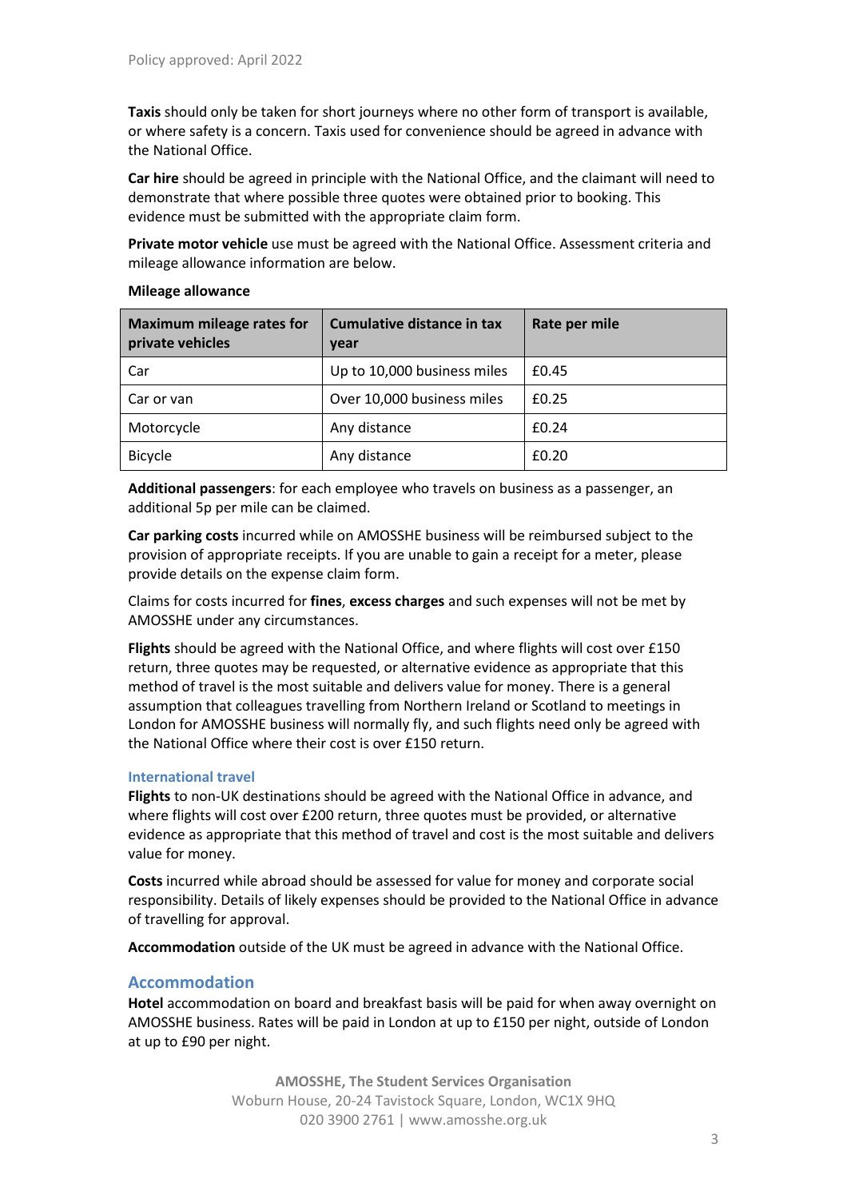**Taxis** should only be taken for short journeys where no other form of transport is available, or where safety is a concern. Taxis used for convenience should be agreed in advance with the National Office.

**Car hire** should be agreed in principle with the National Office, and the claimant will need to demonstrate that where possible three quotes were obtained prior to booking. This evidence must be submitted with the appropriate claim form.

**Private motor vehicle** use must be agreed with the National Office. Assessment criteria and mileage allowance information are below.

**Mileage allowance**

| Maximum mileage rates for private vehicles | Cumulative distance in tax year | Rate per mile |
| --- | --- | --- |
| Car | Up to 10,000 business miles | £0.45 |
| Car or van | Over 10,000 business miles | £0.25 |
| Motorcycle | Any distance | £0.24 |
| Bicycle | Any distance | £0.20 |

**Additional passengers**: for each employee who travels on business as a passenger, an additional 5p per mile can be claimed.

**Car parking costs** incurred while on AMOSSHE business will be reimbursed subject to the provision of appropriate receipts. If you are unable to gain a receipt for a meter, please provide details on the expense claim form.

Claims for costs incurred for **fines**, **excess charges** and such expenses will not be met by AMOSSHE under any circumstances.

**Flights** should be agreed with the National Office, and where flights will cost over £150 return, three quotes may be requested, or alternative evidence as appropriate that this method of travel is the most suitable and delivers value for money. There is a general assumption that colleagues travelling from Northern Ireland or Scotland to meetings in London for AMOSSHE business will normally fly, and such flights need only be agreed with the National Office where their cost is over £150 return.

### International travel

**Flights** to non-UK destinations should be agreed with the National Office in advance, and where flights will cost over £200 return, three quotes must be provided, or alternative evidence as appropriate that this method of travel and cost is the most suitable and delivers value for money.

**Costs** incurred while abroad should be assessed for value for money and corporate social responsibility. Details of likely expenses should be provided to the National Office in advance of travelling for approval.

**Accommodation** outside of the UK must be agreed in advance with the National Office.

## Accommodation

**Hotel** accommodation on board and breakfast basis will be paid for when away overnight on AMOSSHE business. Rates will be paid in London at up to £150 per night, outside of London at up to £90 per night.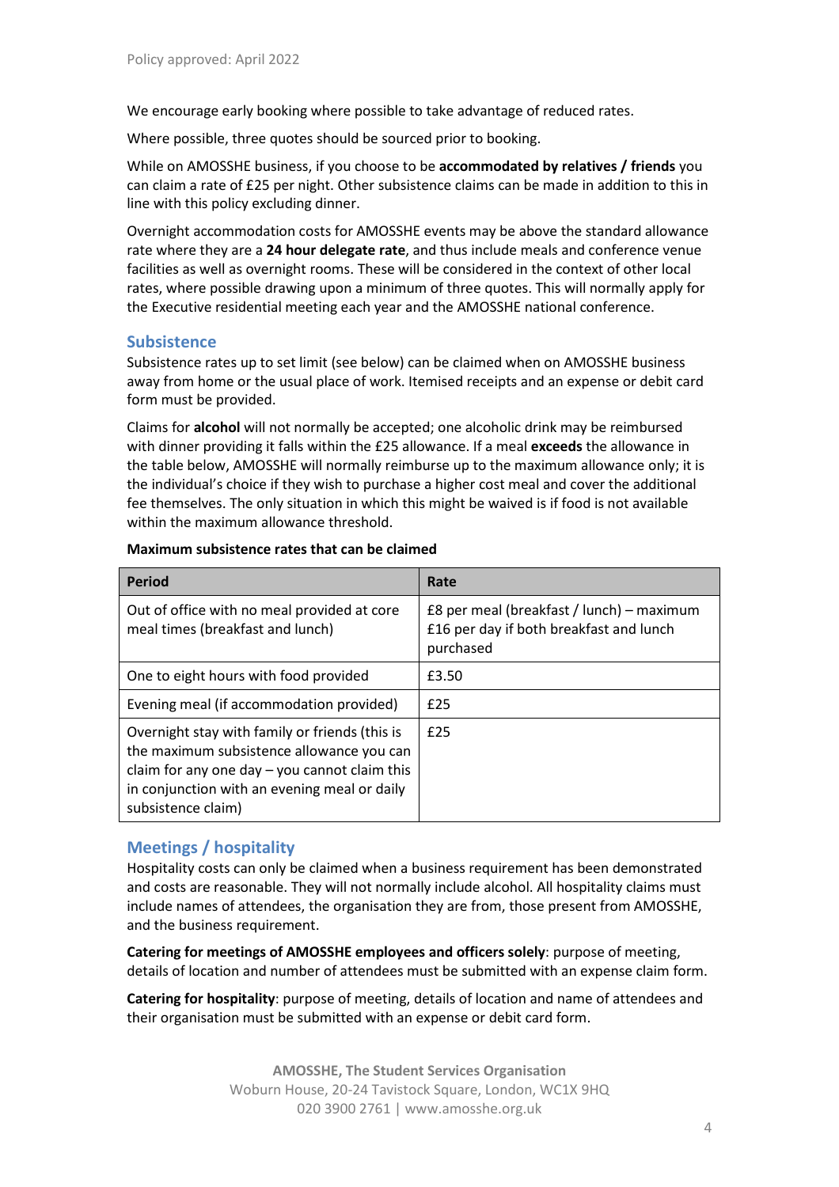We encourage early booking where possible to take advantage of reduced rates.

Where possible, three quotes should be sourced prior to booking.

While on AMOSSHE business, if you choose to be **accommodated by relatives / friends** you can claim a rate of £25 per night. Other subsistence claims can be made in addition to this in line with this policy excluding dinner.

Overnight accommodation costs for AMOSSHE events may be above the standard allowance rate where they are a **24 hour delegate rate**, and thus include meals and conference venue facilities as well as overnight rooms. These will be considered in the context of other local rates, where possible drawing upon a minimum of three quotes. This will normally apply for the Executive residential meeting each year and the AMOSSHE national conference.

## Subsistence

Subsistence rates up to set limit (see below) can be claimed when on AMOSSHE business away from home or the usual place of work. Itemised receipts and an expense or debit card form must be provided.

Claims for **alcohol** will not normally be accepted; one alcoholic drink may be reimbursed with dinner providing it falls within the £25 allowance. If a meal **exceeds** the allowance in the table below, AMOSSHE will normally reimburse up to the maximum allowance only; it is the individual's choice if they wish to purchase a higher cost meal and cover the additional fee themselves. The only situation in which this might be waived is if food is not available within the maximum allowance threshold.

**Maximum subsistence rates that can be claimed**

| Period | Rate |
| --- | --- |
| Out of office with no meal provided at core meal times (breakfast and lunch) | £8 per meal (breakfast / lunch) – maximum £16 per day if both breakfast and lunch purchased |
| One to eight hours with food provided | £3.50 |
| Evening meal (if accommodation provided) | £25 |
| Overnight stay with family or friends (this is the maximum subsistence allowance you can claim for any one day – you cannot claim this in conjunction with an evening meal or daily subsistence claim) | £25 |

## Meetings / hospitality

Hospitality costs can only be claimed when a business requirement has been demonstrated and costs are reasonable. They will not normally include alcohol. All hospitality claims must include names of attendees, the organisation they are from, those present from AMOSSHE, and the business requirement.

**Catering for meetings of AMOSSHE employees and officers solely**: purpose of meeting, details of location and number of attendees must be submitted with an expense claim form.

**Catering for hospitality**: purpose of meeting, details of location and name of attendees and their organisation must be submitted with an expense or debit card form.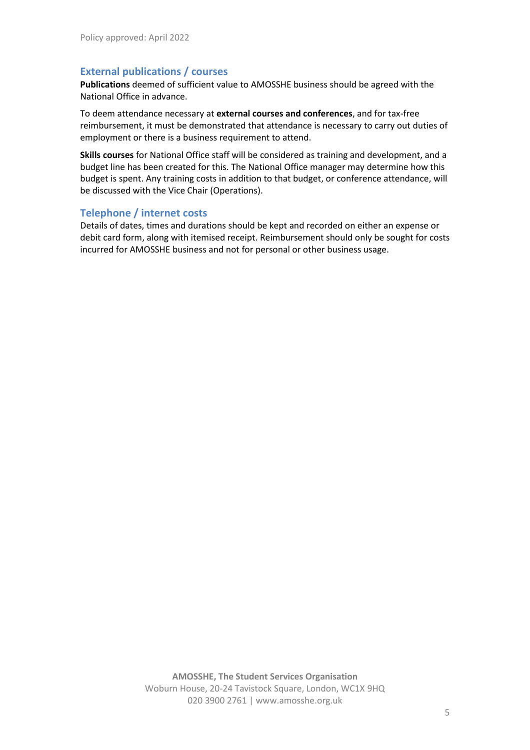## External publications / courses

**Publications** deemed of sufficient value to AMOSSHE business should be agreed with the National Office in advance.

To deem attendance necessary at **external courses and conferences**, and for tax-free reimbursement, it must be demonstrated that attendance is necessary to carry out duties of employment or there is a business requirement to attend.

**Skills courses** for National Office staff will be considered as training and development, and a budget line has been created for this. The National Office manager may determine how this budget is spent. Any training costs in addition to that budget, or conference attendance, will be discussed with the Vice Chair (Operations).

## Telephone / internet costs

Details of dates, times and durations should be kept and recorded on either an expense or debit card form, along with itemised receipt. Reimbursement should only be sought for costs incurred for AMOSSHE business and not for personal or other business usage.